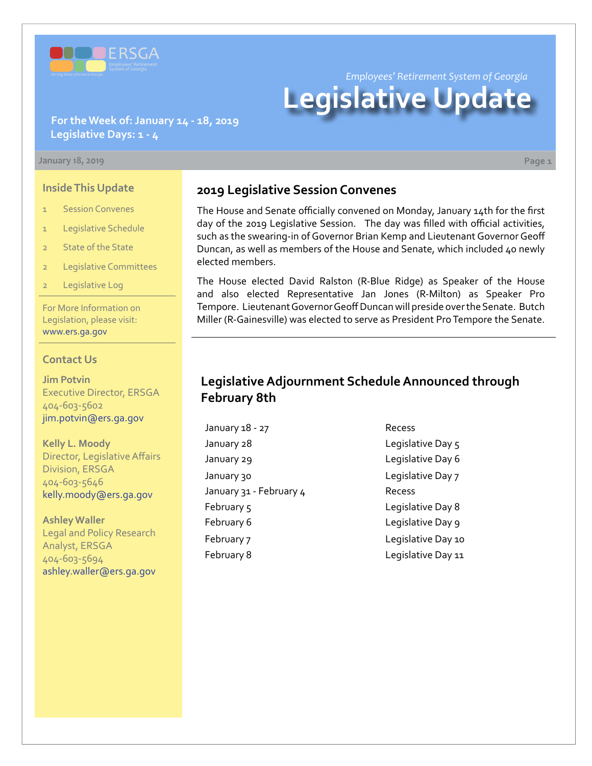Employees' Retirement System of Georgia

# Legislative Update

**For the Week of: January 14 - 18, 2019**
**Legislative Days: 1 - 4**

January 18, 2019

## 2019 Legislative Session Convenes

The House and Senate officially convened on Monday, January 14th for the first day of the 2019 Legislative Session. The day was filled with official activities, such as the swearing-in of Governor Brian Kemp and Lieutenant Governor Geoff Duncan, as well as members of the House and Senate, which included 40 newly elected members.

The House elected David Ralston (R-Blue Ridge) as Speaker of the House and also elected Representative Jan Jones (R-Milton) as Speaker Pro Tempore. Lieutenant Governor Geoff Duncan will preside over the Senate. Butch Miller (R-Gainesville) was elected to serve as President Pro Tempore the Senate.

## Legislative Adjournment Schedule Announced through February 8th

| | |
|---|---|
| January 18 - 27 | Recess |
| January 28 | Legislative Day 5 |
| January 29 | Legislative Day 6 |
| January 30 | Legislative Day 7 |
| January 31 - February 4 | Recess |
| February 5 | Legislative Day 8 |
| February 6 | Legislative Day 9 |
| February 7 | Legislative Day 10 |
| February 8 | Legislative Day 11 |

### Inside This Update

- 1 Session Convenes
- 1 Legislative Schedule
- 2 State of the State
- 2 Legislative Committees
- 2 Legislative Log

For More Information on Legislation, please visit: www.ers.ga.gov

### Contact Us

**Jim Potvin**
Executive Director, ERSGA
404-603-5602
jim.potvin@ers.ga.gov

**Kelly L. Moody**
Director, Legislative Affairs Division, ERSGA
404-603-5646
kelly.moody@ers.ga.gov

**Ashley Waller**
Legal and Policy Research Analyst, ERSGA
404-603-5694
ashley.waller@ers.ga.gov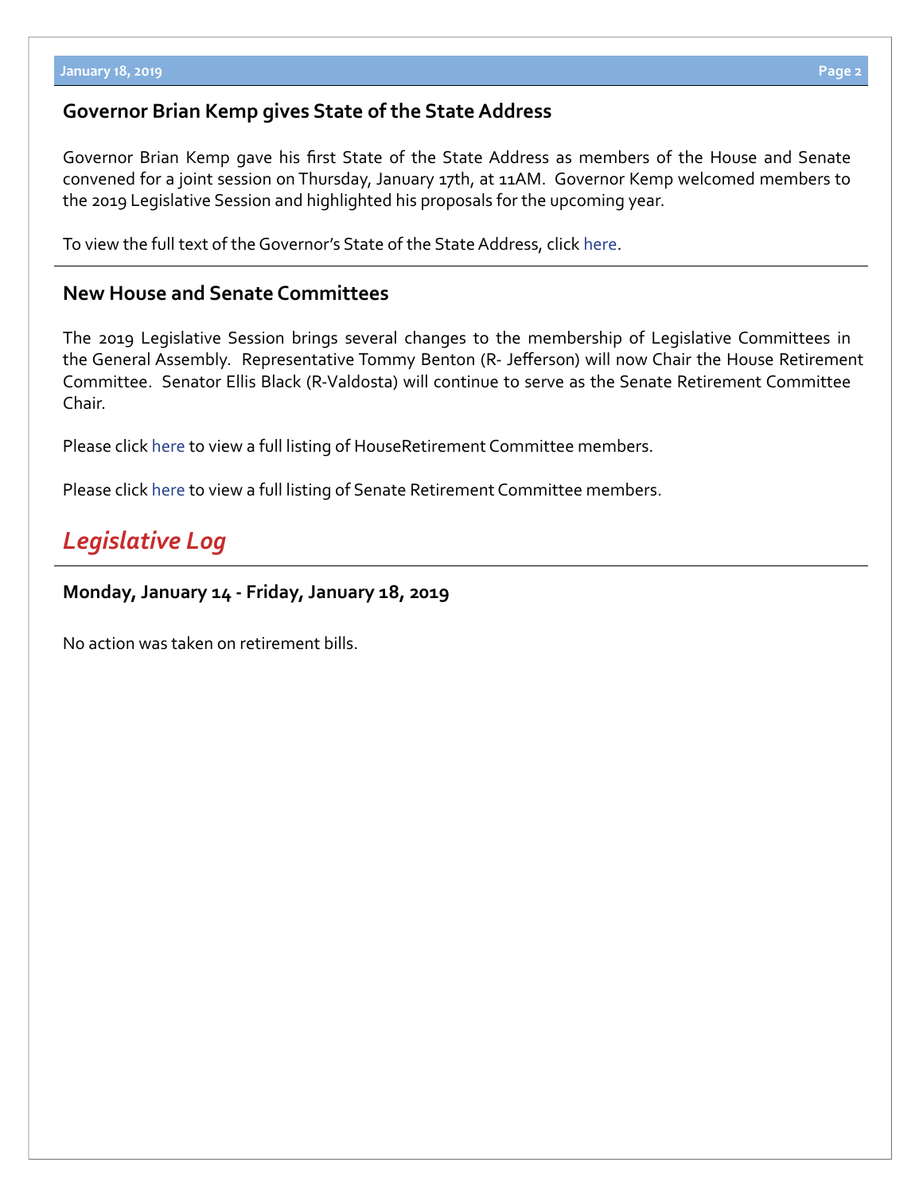## Governor Brian Kemp gives State of the State Address

Governor Brian Kemp gave his first State of the State Address as members of the House and Senate convened for a joint session on Thursday, January 17th, at 11AM. Governor Kemp welcomed members to the 2019 Legislative Session and highlighted his proposals for the upcoming year.

To view the full text of the Governor's State of the State Address, click here.

## New House and Senate Committees

The 2019 Legislative Session brings several changes to the membership of Legislative Committees in the General Assembly. Representative Tommy Benton (R- Jefferson) will now Chair the House Retirement Committee. Senator Ellis Black (R-Valdosta) will continue to serve as the Senate Retirement Committee Chair.

Please click here to view a full listing of HouseRetirement Committee members.

Please click here to view a full listing of Senate Retirement Committee members.

# *Legislative Log*

### Monday, January 14 - Friday, January 18, 2019

No action was taken on retirement bills.